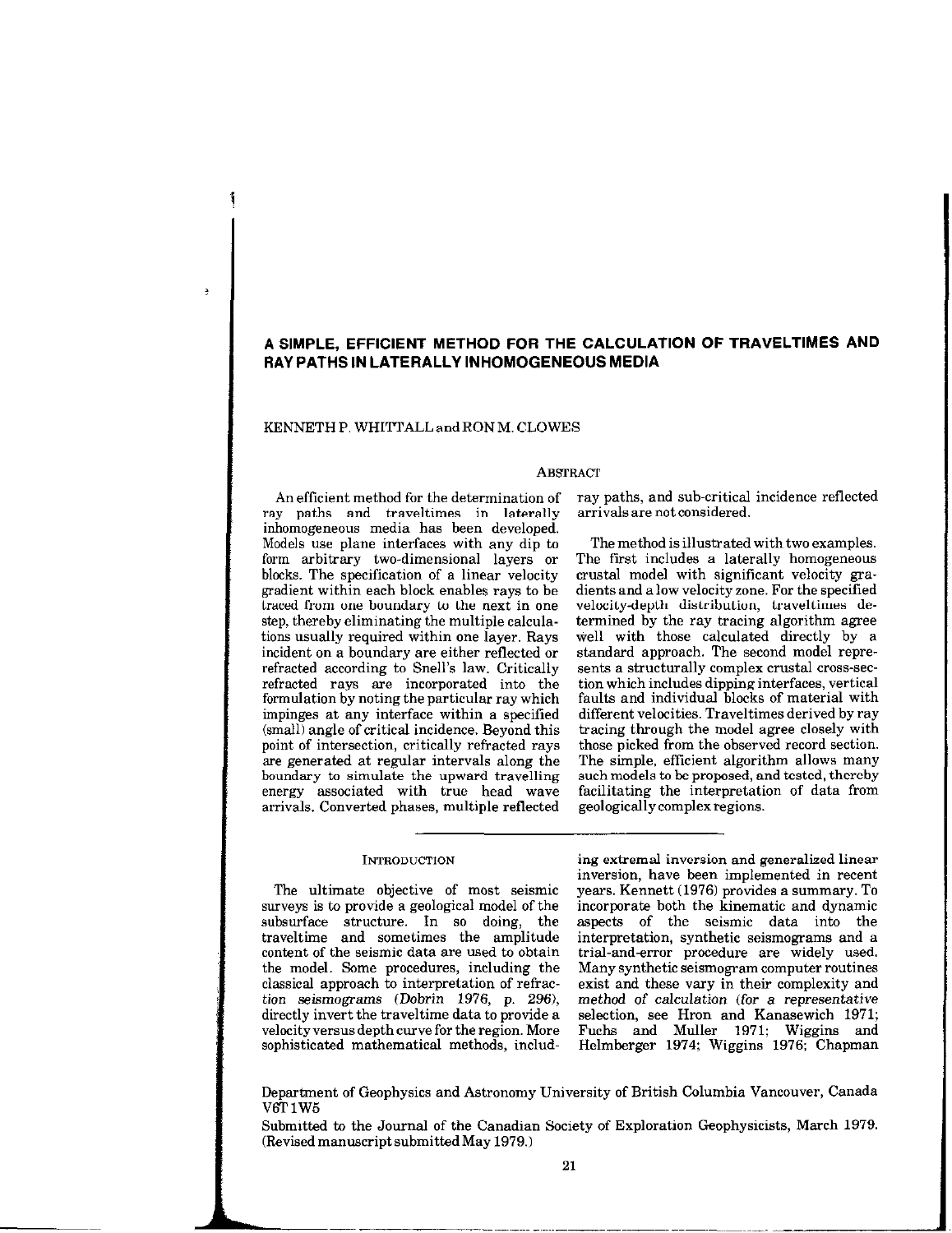# A SIMPLE, EFFICIENT METHOD FOR THE CALCULATION OF TRAVELTIMES AND RAY PATHS IN LATERALLY INHOMOGENEOUS MEDIA

KENNETH P. WHITTALL and RON M. CLOWES

## ABSTRACT

An efficient method for the determination of ray paths and traveltimes in laterally inhomogeneous media has been developed. Models use plane interfaces with any dip to form arbitrary two-dimensional layers or blocks. The specification of a linear velocity gradient within each block enables rays to be traced from one boundary to the next in one step, thereby eliminating the multiple calculations usually required within one layer. Rays incident on a boundary are either reflected or refracted according to Snell's law. Critically refracted rays are incorporated into the formulation by noting the particular ray which impinges at any interface within a specified (small) angle of critical incidence. Beyond this point of intersection, critically refracted rays are generated at regular intervals along the boundary to simulate the upward travelling energy associated with true head wave arrivals. Converted phases, multiple reflected ray paths, and sub-critical incidence reflected arrivals are not considered.

The method is illustrated with two examples. The first includes a laterally homogeneous crustal model with significant velocity gradients and a low velocity zone. For the specified velocity-depth distribution, traveltimes determined by the ray tracing algorithm agree well with those calculated directly by a standard approach. The second model represents a structurally complex crustal cross-section which includes dipping interfaces, vertical faults and individual blocks of material with different velocities. Traveltimes derived by ray tracing through the model agree closely with those picked from the observed record section. The simple, efficient algorithm allows many such models to be proposed, and tested, thereby facilitating the interpretation of data from geologically complex regions.

## INTRODUCTION

The ultimate objective of most seismic surveys is to provide a geological model of the subsurface structure. In so doing, the traveltime and sometimes the amplitude content of the seismic data are used to obtain the model. Some procedures, including the classical approach to interpretation of refraction seismograms (Dobrin 1976, p. 296), directly invert the traveltime data to provide a velocity versus depth curve for the region. More sophisticated mathematical methods, including extremal inversion and generalized linear inversion, have been implemented in recent years. Kennett (1976) provides a summary. To incorporate both the kinematic and dynamic aspects of the seismic data into the interpretation, synthetic seismograms and a trial-and-error procedure are widely used. Many synthetic seismogram computer routines exist and these vary in their complexity and method of calculation (for a representative selection, see Hron and Kanasewich 1971; Fuchs and Muller 1971; Wiggins and Helmberger 1974; Wiggins 1976; Chapman

Department of Geophysics and Astronomy University of British Columbia Vancouver, Canada V6T 1W5

Submitted to the Journal of the Canadian Society of Exploration Geophysicists, March 1979. (Revised manuscript submitted May 1979.)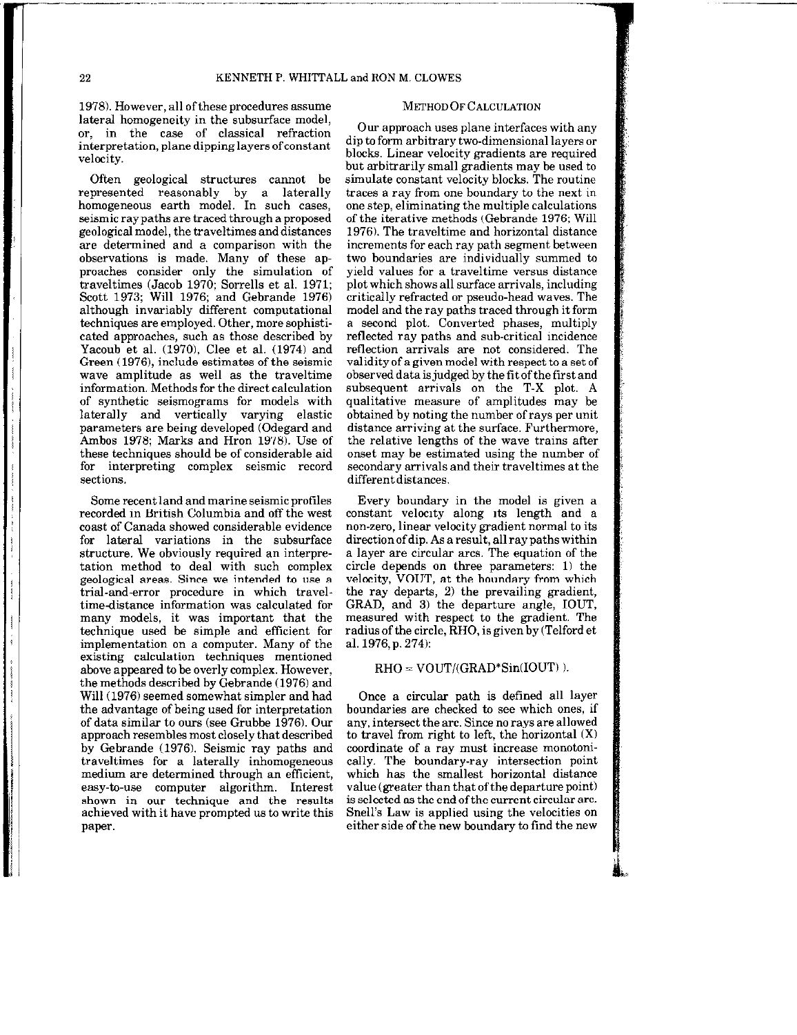1978). However, all of these procedures assume lateral homogeneity in the subsurface model, or, in the case of classical refraction interpretation, plane dipping layers of constant velocity.

Often geological structures cannot be represented reasonably by a laterally homogeneous earth model. In such cases, seismic ray paths are traced through a proposed geological model, the traveltimes and distances are determined and a comparison with the observations is made. Many of these approaches consider only the simulation of traveltimes (Jacob 1970; Sorrells et al. 1971; Scott 1973; Will 1976; and Gebrande 1976) although invariably different computational techniques are employed. Other, more sophisticated approaches, such as those described by Yacoub et al. (1970), Clee et al. (1974) and Green (1976), include estimates of the seismic wave amplitude as well as the traveltime information. Methods for the direct calculation of synthetic seismograms for models with laterally and vertically varying elastic parameters are being developed (Odegard and Ambos 1978; Marks and Hron 1978). Use of these techniques should be of considerable aid for interpreting complex seismic record sections.

Some recent land and marine seismic profiles recorded in British Columbia and off the west coast of Canada showed considerable evidence for lateral variations in the subsurface structure. We obviously required an interpretation method to deal with such complex geological areas. Since we intended to use a trial-and-error procedure in which traveltime-distance information was calculated for many models, it was important that the technique used be simple and efficient for implementation on a computer. Many of the existing calculation techniques mentioned above appeared to be overly complex. However, the methods described by Gebrande (1976) and Will (1976) seemed somewhat simpler and had the advantage of being used for interpretation of data similar to ours (see Grubbe 1976). Our approach resembles most closely that described by Gebrande (1976). Seismic ray paths and traveltimes for a laterally inhomogeneous medium are determined through an efficient, easy-to-use computer algorithm. Interest shown in our technique and the results achieved with it have prompted us to write this paper.

## Method Of Calculation

Our approach uses plane interfaces with any dip to form arbitrary two-dimensional layers or blocks. Linear velocity gradients are required but arbitrarily small gradients may be used to simulate constant velocity blocks. The routine traces a ray from one boundary to the next in one step, eliminating the multiple calculations of the iterative methods (Gebrande 1976; Will 1976). The traveltime and horizontal distance increments for each ray path segment between two boundaries are individually summed to yield values for a traveltime versus distance plot which shows all surface arrivals, including critically refracted or pseudo-head waves. The model and the ray paths traced through it form a second plot. Converted phases, multiply reflected ray paths and sub-critical incidence reflection arrivals are not considered. The validity of a given model with respect to a set of observed data is judged by the fit of the first and subsequent arrivals on the T-X plot. A qualitative measure of amplitudes may be obtained by noting the number of rays per unit distance arriving at the surface. Furthermore, the relative lengths of the wave trains after onset may be estimated using the number of secondary arrivals and their traveltimes at the different distances.

Every boundary in the model is given a constant velocity along its length and a non-zero, linear velocity gradient normal to its direction of dip. As a result, all ray paths within a layer are circular arcs. The equation of the circle depends on three parameters: 1) the velocity, VOUT, at the boundary from which the ray departs, 2) the prevailing gradient, GRAD, and 3) the departure angle, IOUT, measured with respect to the gradient. The radius of the circle, RHO, is given by (Telford et al. 1976, p. 274):

$$\mathrm{RHO} = \mathrm{VOUT}/(\mathrm{GRAD}^*\mathrm{Sin}(\mathrm{IOUT})).$$

Once a circular path is defined all layer boundaries are checked to see which ones, if any, intersect the arc. Since no rays are allowed to travel from right to left, the horizontal (X) coordinate of a ray must increase monotonically. The boundary-ray intersection point which has the smallest horizontal distance value (greater than that of the departure point) is selected as the end of the current circular arc. Snell's Law is applied using the velocities on either side of the new boundary to find the new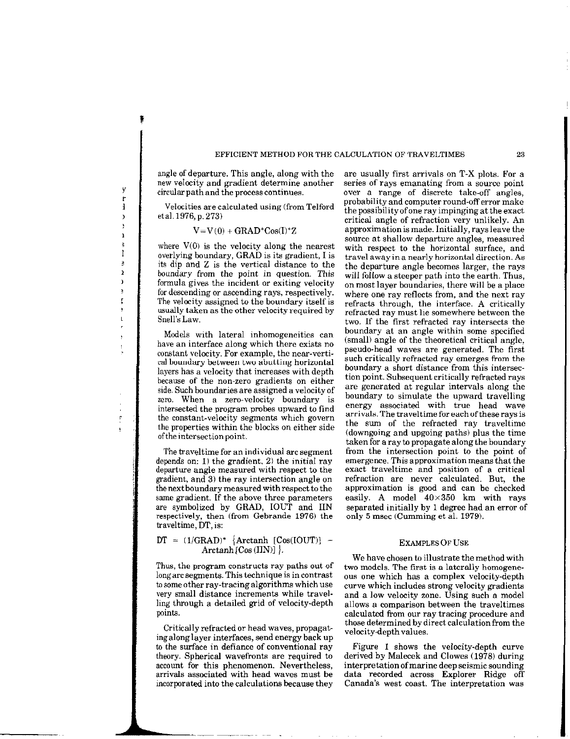angle of departure. This angle, along with the new velocity and gradient determine another circular path and the process continues.

Velocities are calculated using (from Telford et al. 1976, p. 273)

$$V = V(0) + GRAD*Cos(I)*Z$$

where V(0) is the velocity along the nearest overlying boundary, GRAD is its gradient, I is its dip and Z is the vertical distance to the boundary from the point in question. This formula gives the incident or exiting velocity for descending or ascending rays, respectively. The velocity assigned to the boundary itself is usually taken as the other velocity required by Snell's Law.

Models with lateral inhomogeneities can have an interface along which there exists no constant velocity. For example, the near-vertical boundary between two abutting horizontal layers has a velocity that increases with depth because of the non-zero gradients on either side. Such boundaries are assigned a velocity of zero. When a zero-velocity boundary is intersected the program probes upward to find the constant-velocity segments which govern the properties within the blocks on either side of the intersection point.

The traveltime for an individual arc segment depends on: 1) the gradient, 2) the initial ray departure angle measured with respect to the gradient, and 3) the ray intersection angle on the next boundary measured with respect to the same gradient. If the above three parameters are symbolized by GRAD, IOUT and IIN respectively, then (from Gebrande 1976) the traveltime, DT, is:

$$DT = (1/GRAD)* \{Arctanh\ [Cos(IOUT)] - Arctanh\ [Cos\ (IIN)]\}.$$

Thus, the program constructs ray paths out of long arc segments. This technique is in contrast to some other ray-tracing algorithms which use very small distance increments while travelling through a detailed grid of velocity-depth points.

Critically refracted or head waves, propagating along layer interfaces, send energy back up to the surface in defiance of conventional ray theory. Spherical wavefronts are required to account for this phenomenon. Nevertheless, arrivals associated with head waves must be incorporated into the calculations because they are usually first arrivals on T-X plots. For a series of rays emanating from a source point over a range of discrete take-off angles, probability and computer round-off error make the possibility of one ray impinging at the exact critical angle of refraction very unlikely. An approximation is made. Initially, rays leave the source at shallow departure angles, measured with respect to the horizontal surface, and travel away in a nearly horizontal direction. As the departure angle becomes larger, the rays will follow a steeper path into the earth. Thus, on most layer boundaries, there will be a place where one ray reflects from, and the next ray refracts through, the interface. A critically refracted ray must lie somewhere between the two. If the first refracted ray intersects the boundary at an angle within some specified (small) angle of the theoretical critical angle, pseudo-head waves are generated. The first such critically refracted ray emerges from the boundary a short distance from this intersection point. Subsequent critically refracted rays are generated at regular intervals along the boundary to simulate the upward travelling energy associated with true head wave arrivals. The traveltime for each of these rays is the sum of the refracted ray traveltime (downgoing and upgoing paths) plus the time taken for a ray to propagate along the boundary from the intersection point to the point of emergence. This approximation means that the exact traveltime and position of a critical refraction are never calculated. But, the approximation is good and can be checked easily. A model 40×350 km with rays separated initially by 1 degree had an error of only 5 msec (Cumming et al. 1979).

## Examples Of Use

We have chosen to illustrate the method with two models. The first is a laterally homogeneous one which has a complex velocity-depth curve which includes strong velocity gradients and a low velocity zone. Using such a model allows a comparison between the traveltimes calculated from our ray tracing procedure and those determined by direct calculation from the velocity-depth values.

Figure 1 shows the velocity-depth curve derived by Malecek and Clowes (1978) during interpretation of marine deep seismic sounding data recorded across Explorer Ridge off Canada's west coast. The interpretation was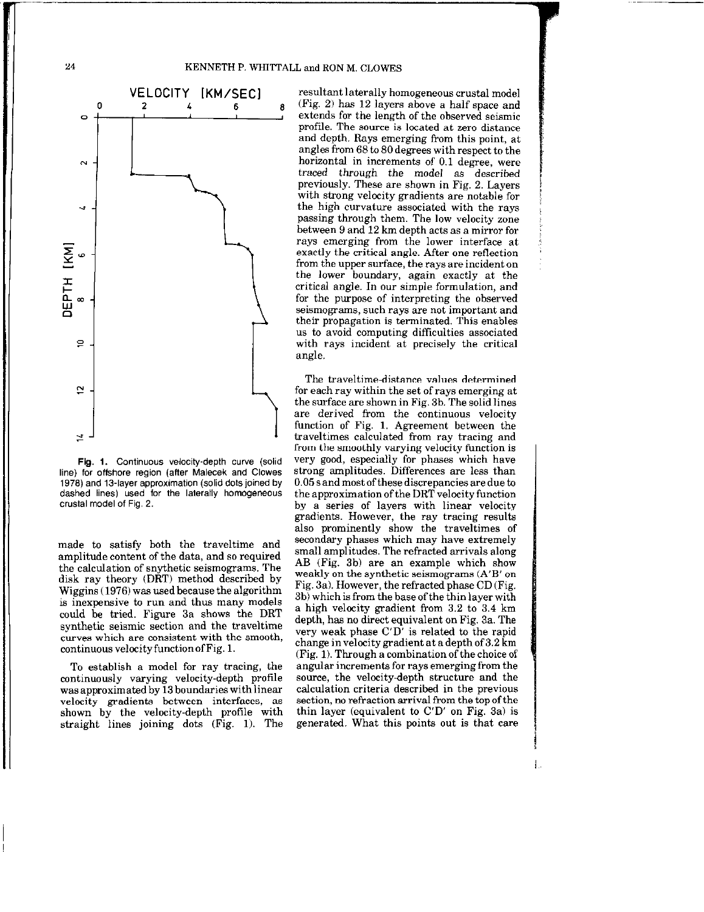Fig. 1. Continuous velocity-depth curve (solid line) for offshore region (after Malecek and Clowes 1978) and 13-layer approximation (solid dots joined by dashed lines) used for the laterally homogeneous crustal model of Fig. 2.

made to satisfy both the traveltime and amplitude content of the data, and so required the calculation of snythetic seismograms. The disk ray theory (DRT) method described by Wiggins (1976) was used because the algorithm is inexpensive to run and thus many models could be tried. Figure 3a shows the DRT synthetic seismic section and the traveltime curves which are consistent with the smooth, continuous velocity function of Fig. 1.

To establish a model for ray tracing, the continuously varying velocity-depth profile was approximated by 13 boundaries with linear velocity gradients between interfaces, as shown by the velocity-depth profile with straight lines joining dots (Fig. 1). The resultant laterally homogeneous crustal model (Fig. 2) has 12 layers above a half space and extends for the length of the observed seismic profile. The source is located at zero distance and depth. Rays emerging from this point, at angles from 68 to 80 degrees with respect to the horizontal in increments of 0.1 degree, were traced through the model as described previously. These are shown in Fig. 2. Layers with strong velocity gradients are notable for the high curvature associated with the rays passing through them. The low velocity zone between 9 and 12 km depth acts as a mirror for rays emerging from the lower interface at exactly the critical angle. After one reflection from the upper surface, the rays are incident on the lower boundary, again exactly at the critical angle. In our simple formulation, and for the purpose of interpreting the observed seismograms, such rays are not important and their propagation is terminated. This enables us to avoid computing difficulties associated with rays incident at precisely the critical angle.

The traveltime-distance values determined for each ray within the set of rays emerging at the surface are shown in Fig. 3b. The solid lines are derived from the continuous velocity function of Fig. 1. Agreement between the traveltimes calculated from ray tracing and from the smoothly varying velocity function is very good, especially for phases which have strong amplitudes. Differences are less than 0.05 s and most of these discrepancies are due to the approximation of the DRT velocity function by a series of layers with linear velocity gradients. However, the ray tracing results also prominently show the traveltimes of secondary phases which may have extremely small amplitudes. The refracted arrivals along AB (Fig. 3b) are an example which show weakly on the synthetic seismograms (A′B′ on Fig. 3a). However, the refracted phase CD (Fig. 3b) which is from the base of the thin layer with a high velocity gradient from 3.2 to 3.4 km depth, has no direct equivalent on Fig. 3a. The very weak phase C′D′ is related to the rapid change in velocity gradient at a depth of 3.2 km (Fig. 1). Through a combination of the choice of angular increments for rays emerging from the source, the velocity-depth structure and the calculation criteria described in the previous section, no refraction arrival from the top of the thin layer (equivalent to C′D′ on Fig. 3a) is generated. What this points out is that care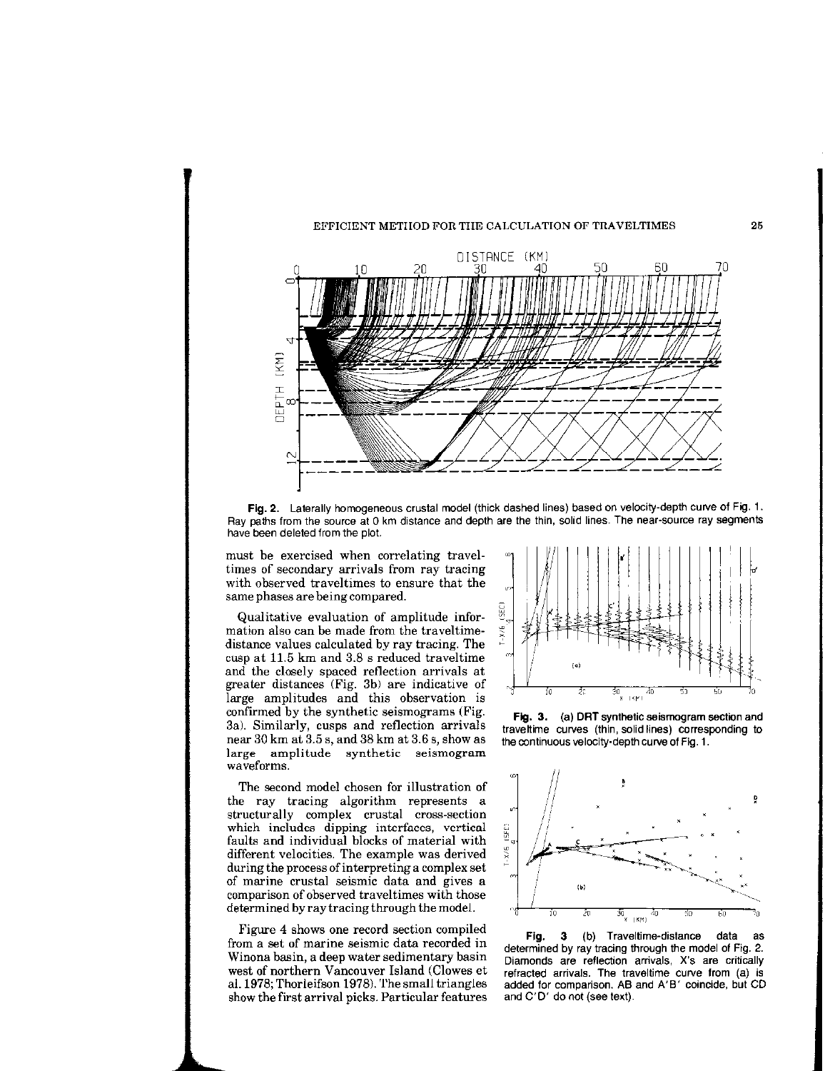Fig. 2. Laterally homogeneous crustal model (thick dashed lines) based on velocity-depth curve of Fig. 1. Ray paths from the source at 0 km distance and depth are the thin, solid lines. The near-source ray segments have been deleted from the plot.

must be exercised when correlating traveltimes of secondary arrivals from ray tracing with observed traveltimes to ensure that the same phases are being compared.

Qualitative evaluation of amplitude information also can be made from the traveltime-distance values calculated by ray tracing. The cusp at 11.5 km and 3.8 s reduced traveltime and the closely spaced reflection arrivals at greater distances (Fig. 3b) are indicative of large amplitudes and this observation is confirmed by the synthetic seismograms (Fig. 3a). Similarly, cusps and reflection arrivals near 30 km at 3.5 s, and 38 km at 3.6 s, show as large amplitude synthetic seismogram waveforms.

The second model chosen for illustration of the ray tracing algorithm represents a structurally complex crustal cross-section which includes dipping interfaces, vertical faults and individual blocks of material with different velocities. The example was derived during the process of interpreting a complex set of marine crustal seismic data and gives a comparison of observed traveltimes with those determined by ray tracing through the model.

Figure 4 shows one record section compiled from a set of marine seismic data recorded in Winona basin, a deep water sedimentary basin west of northern Vancouver Island (Clowes et al. 1978; Thorleifson 1978). The small triangles show the first arrival picks. Particular features

Fig. 3. (a) DRT synthetic seismogram section and traveltime curves (thin, solid lines) corresponding to the continuous velocity-depth curve of Fig. 1.

Fig. 3 (b) Traveltime-distance data as determined by ray tracing through the model of Fig. 2. Diamonds are reflection arrivals, X's are critically refracted arrivals. The traveltime curve from (a) is added for comparison. AB and A′B′ coincide, but CD and C′D′ do not (see text).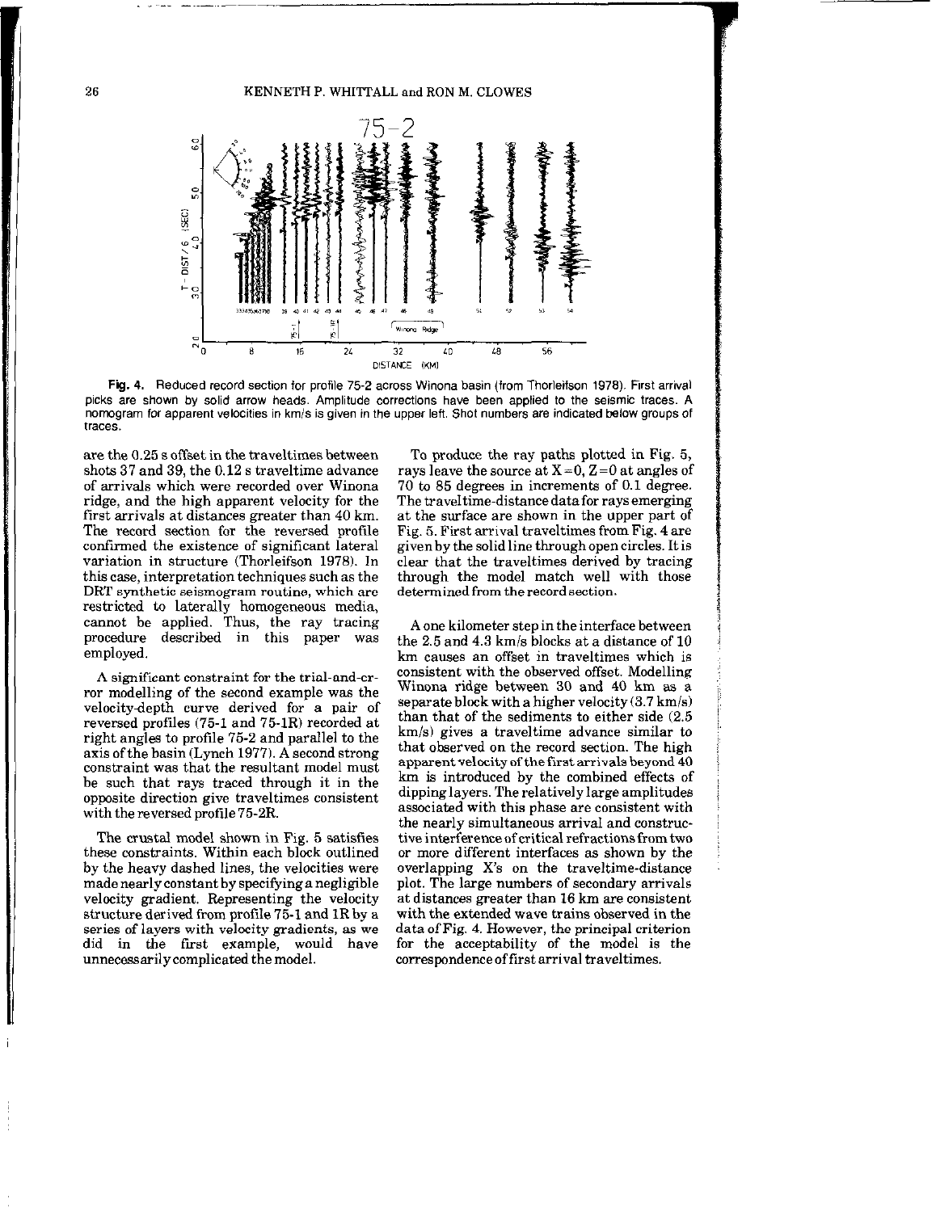Fig. 4. Reduced record section for profile 75-2 across Winona basin (from Thorleifson 1978). First arrival picks are shown by solid arrow heads. Amplitude corrections have been applied to the seismic traces. A nomogram for apparent velocities in km/s is given in the upper left. Shot numbers are indicated below groups of traces.

are the 0.25 s offset in the traveltimes between shots 37 and 39, the 0.12 s traveltime advance of arrivals which were recorded over Winona ridge, and the high apparent velocity for the first arrivals at distances greater than 40 km. The record section for the reversed profile confirmed the existence of significant lateral variation in structure (Thorleifson 1978). In this case, interpretation techniques such as the DRT synthetic seismogram routine, which are restricted to laterally homogeneous media, cannot be applied. Thus, the ray tracing procedure described in this paper was employed.

A significant constraint for the trial-and-error modelling of the second example was the velocity-depth curve derived for a pair of reversed profiles (75-1 and 75-1R) recorded at right angles to profile 75-2 and parallel to the axis of the basin (Lynch 1977). A second strong constraint was that the resultant model must be such that rays traced through it in the opposite direction give traveltimes consistent with the reversed profile 75-2R.

The crustal model shown in Fig. 5 satisfies these constraints. Within each block outlined by the heavy dashed lines, the velocities were made nearly constant by specifying a negligible velocity gradient. Representing the velocity structure derived from profile 75-1 and 1R by a series of layers with velocity gradients, as we did in the first example, would have unnecessarily complicated the model.

To produce the ray paths plotted in Fig. 5, rays leave the source at $X = 0$, $Z = 0$ at angles of 70 to 85 degrees in increments of 0.1 degree. The traveltime-distance data for rays emerging at the surface are shown in the upper part of Fig. 5. First arrival traveltimes from Fig. 4 are given by the solid line through open circles. It is clear that the traveltimes derived by tracing through the model match well with those determined from the record section.

A one kilometer step in the interface between the 2.5 and 4.3 km/s blocks at a distance of 10 km causes an offset in traveltimes which is consistent with the observed offset. Modelling Winona ridge between 30 and 40 km as a separate block with a higher velocity (3.7 km/s) than that of the sediments to either side (2.5 km/s) gives a traveltime advance similar to that observed on the record section. The high apparent velocity of the first arrivals beyond 40 km is introduced by the combined effects of dipping layers. The relatively large amplitudes associated with this phase are consistent with the nearly simultaneous arrival and constructive interference of critical refractions from two or more different interfaces as shown by the overlapping X's on the traveltime-distance plot. The large numbers of secondary arrivals at distances greater than 16 km are consistent with the extended wave trains observed in the data of Fig. 4. However, the principal criterion for the acceptability of the model is the correspondence of first arrival traveltimes.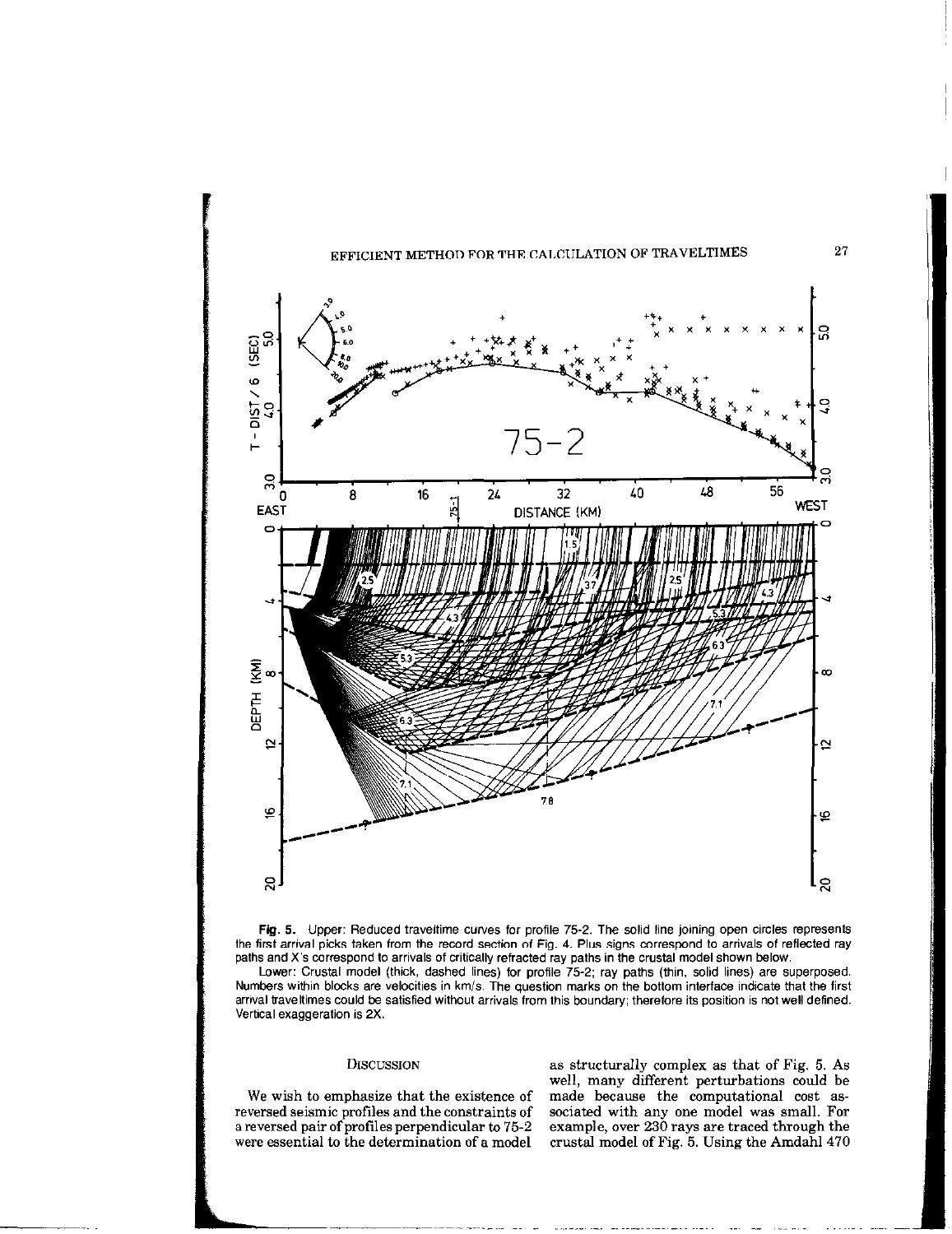**Fig. 5.** Upper: Reduced traveltime curves for profile 75-2. The solid line joining open circles represents the first arrival picks taken from the record section of Fig. 4. Plus signs correspond to arrivals of reflected ray paths and X's correspond to arrivals of critically refracted ray paths in the crustal model shown below.

Lower: Crustal model (thick, dashed lines) for profile 75-2; ray paths (thin, solid lines) are superposed. Numbers within blocks are velocities in km/s. The question marks on the bottom interface indicate that the first arrival traveltimes could be satisfied without arrivals from this boundary; therefore its position is not well defined. Vertical exaggeration is 2X.

## Discussion

We wish to emphasize that the existence of reversed seismic profiles and the constraints of a reversed pair of profiles perpendicular to 75-2 were essential to the determination of a model as structurally complex as that of Fig. 5. As well, many different perturbations could be made because the computational cost associated with any one model was small. For example, over 230 rays are traced through the crustal model of Fig. 5. Using the Amdahl 470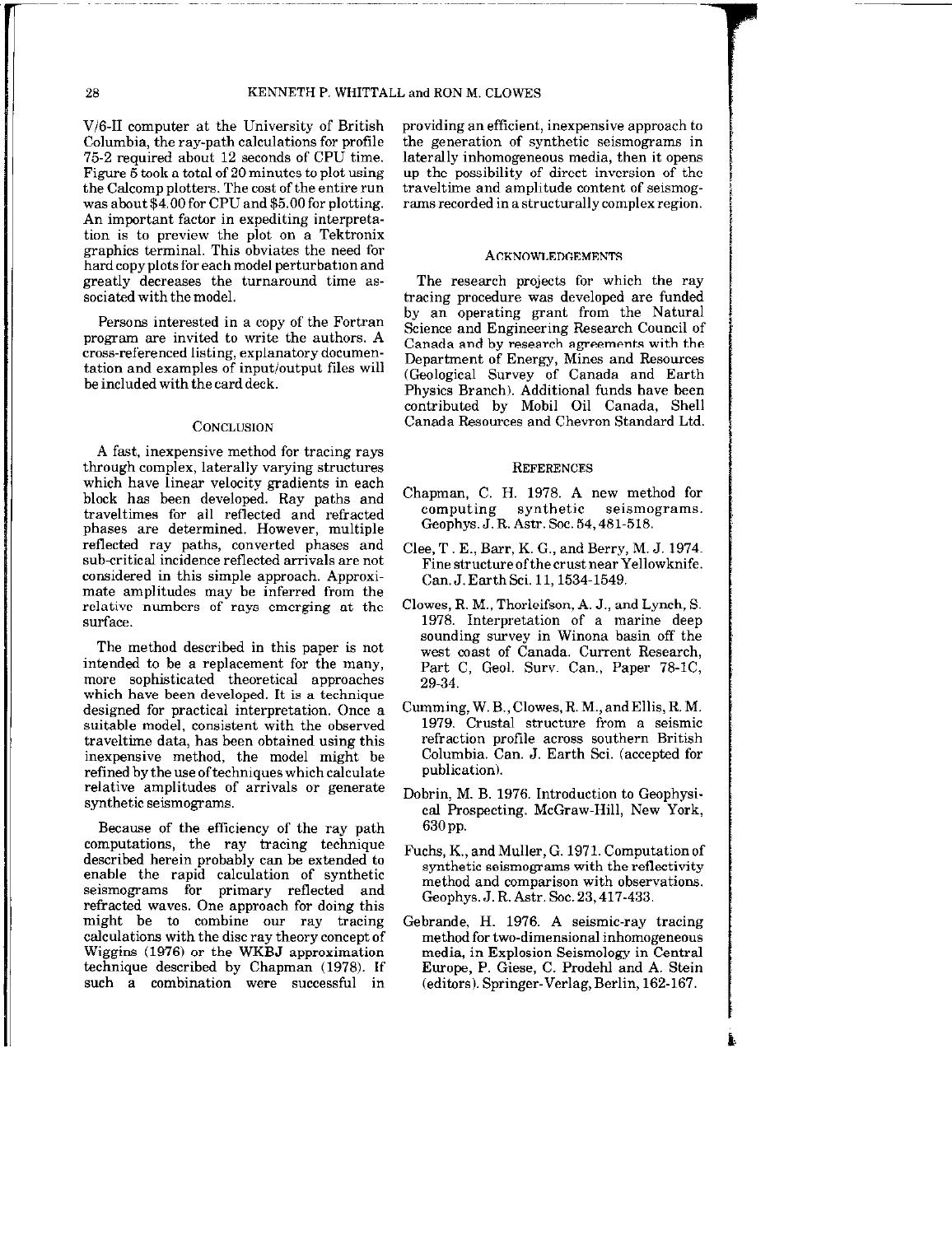V/6-II computer at the University of British Columbia, the ray-path calculations for profile 75-2 required about 12 seconds of CPU time. Figure 5 took a total of 20 minutes to plot using the Calcomp plotters. The cost of the entire run was about $4.00 for CPU and $5.00 for plotting. An important factor in expediting interpretation is to preview the plot on a Tektronix graphics terminal. This obviates the need for hard copy plots for each model perturbation and greatly decreases the turnaround time associated with the model.

Persons interested in a copy of the Fortran program are invited to write the authors. A cross-referenced listing, explanatory documentation and examples of input/output files will be included with the card deck.

## Conclusion

A fast, inexpensive method for tracing rays through complex, laterally varying structures which have linear velocity gradients in each block has been developed. Ray paths and traveltimes for all reflected and refracted phases are determined. However, multiple reflected ray paths, converted phases and sub-critical incidence reflected arrivals are not considered in this simple approach. Approximate amplitudes may be inferred from the relative numbers of rays emerging at the surface.

The method described in this paper is not intended to be a replacement for the many, more sophisticated theoretical approaches which have been developed. It is a technique designed for practical interpretation. Once a suitable model, consistent with the observed traveltime data, has been obtained using this inexpensive method, the model might be refined by the use of techniques which calculate relative amplitudes of arrivals or generate synthetic seismograms.

Because of the efficiency of the ray path computations, the ray tracing technique described herein probably can be extended to enable the rapid calculation of synthetic seismograms for primary reflected and refracted waves. One approach for doing this might be to combine our ray tracing calculations with the disc ray theory concept of Wiggins (1976) or the WKBJ approximation technique described by Chapman (1978). If such a combination were successful in providing an efficient, inexpensive approach to the generation of synthetic seismograms in laterally inhomogeneous media, then it opens up the possibility of direct inversion of the traveltime and amplitude content of seismograms recorded in a structurally complex region.

## Acknowledgements

The research projects for which the ray tracing procedure was developed are funded by an operating grant from the Natural Science and Engineering Research Council of Canada and by research agreements with the Department of Energy, Mines and Resources (Geological Survey of Canada and Earth Physics Branch). Additional funds have been contributed by Mobil Oil Canada, Shell Canada Resources and Chevron Standard Ltd.

## References

Chapman, C. H. 1978. A new method for computing synthetic seismograms. Geophys. J. R. Astr. Soc. 54, 481-518.

Clee, T. E., Barr, K. G., and Berry, M. J. 1974. Fine structure of the crust near Yellowknife. Can. J. Earth Sci. 11, 1534-1549.

Clowes, R. M., Thorleifson, A. J., and Lynch, S. 1978. Interpretation of a marine deep sounding survey in Winona basin off the west coast of Canada. Current Research, Part C, Geol. Surv. Can., Paper 78-1C, 29-34.

Cumming, W. B., Clowes, R. M., and Ellis, R. M. 1979. Crustal structure from a seismic refraction profile across southern British Columbia. Can. J. Earth Sci. (accepted for publication).

Dobrin, M. B. 1976. Introduction to Geophysical Prospecting. McGraw-Hill, New York, 630 pp.

Fuchs, K., and Muller, G. 1971. Computation of synthetic seismograms with the reflectivity method and comparison with observations. Geophys. J. R. Astr. Soc. 23, 417-433.

Gebrande, H. 1976. A seismic-ray tracing method for two-dimensional inhomogeneous media, in Explosion Seismology in Central Europe, P. Giese, C. Prodehl and A. Stein (editors). Springer-Verlag, Berlin, 162-167.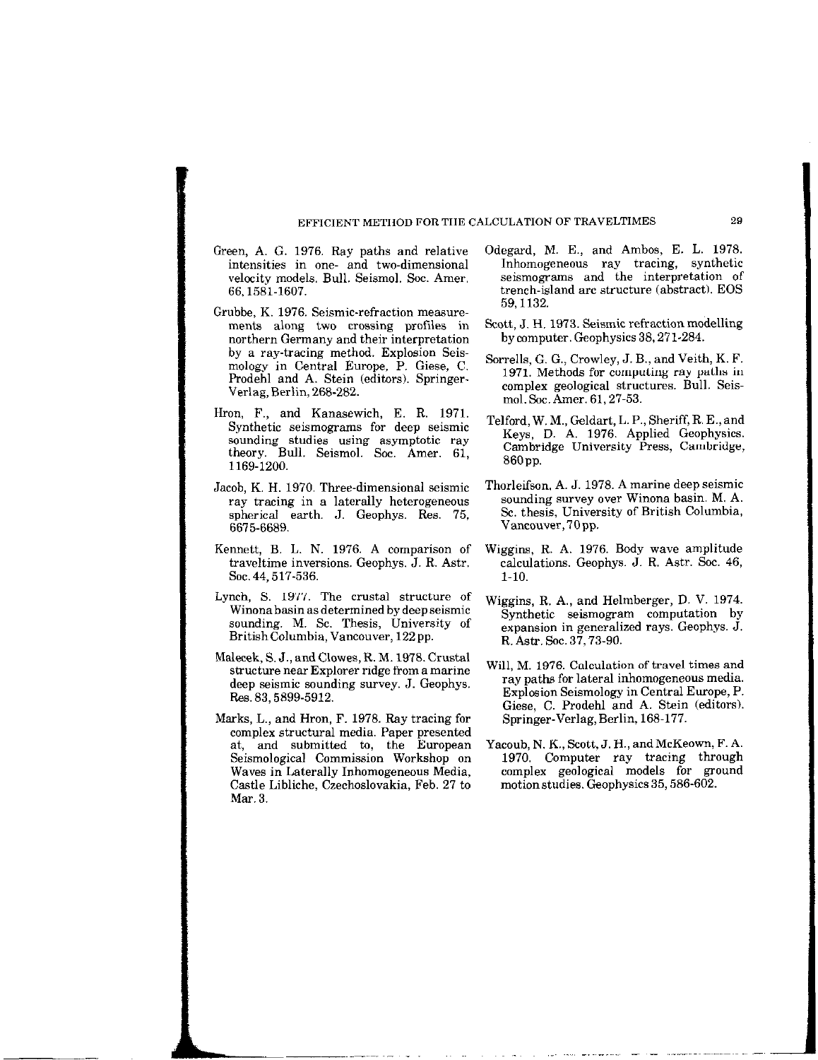Green, A. G. 1976. Ray paths and relative intensities in one- and two-dimensional velocity models. Bull. Seismol. Soc. Amer. 66, 1581-1607.

Grubbe, K. 1976. Seismic-refraction measurements along two crossing profiles in northern Germany and their interpretation by a ray-tracing method. Explosion Seismology in Central Europe, P. Giese, C. Prodehl and A. Stein (editors). Springer-Verlag, Berlin, 268-282.

Hron, F., and Kanasewich, E. R. 1971. Synthetic seismograms for deep seismic sounding studies using asymptotic ray theory. Bull. Seismol. Soc. Amer. 61, 1169-1200.

Jacob, K. H. 1970. Three-dimensional seismic ray tracing in a laterally heterogeneous spherical earth. J. Geophys. Res. 75, 6675-6689.

Kennett, B. L. N. 1976. A comparison of traveltime inversions. Geophys. J. R. Astr. Soc. 44, 517-536.

Lynch, S. 1977. The crustal structure of Winona basin as determined by deep seismic sounding. M. Sc. Thesis, University of British Columbia, Vancouver, 122 pp.

Malecek, S. J., and Clowes, R. M. 1978. Crustal structure near Explorer ridge from a marine deep seismic sounding survey. J. Geophys. Res. 83, 5899-5912.

Marks, L., and Hron, F. 1978. Ray tracing for complex structural media. Paper presented at, and submitted to, the European Seismological Commission Workshop on Waves in Laterally Inhomogeneous Media, Castle Libliche, Czechoslovakia, Feb. 27 to Mar. 3.

Odegard, M. E., and Ambos, E. L. 1978. Inhomogeneous ray tracing, synthetic seismograms and the interpretation of trench-island arc structure (abstract). EOS 59, 1132.

Scott, J. H. 1973. Seismic refraction modelling by computer. Geophysics 38, 271-284.

Sorrells, G. G., Crowley, J. B., and Veith, K. F. 1971. Methods for computing ray paths in complex geological structures. Bull. Seismol. Soc. Amer. 61, 27-53.

Telford, W. M., Geldart, L. P., Sheriff, R. E., and Keys, D. A. 1976. Applied Geophysics. Cambridge University Press, Cambridge, 860 pp.

Thorleifson, A. J. 1978. A marine deep seismic sounding survey over Winona basin. M. A. Sc. thesis, University of British Columbia, Vancouver, 70 pp.

Wiggins, R. A. 1976. Body wave amplitude calculations. Geophys. J. R. Astr. Soc. 46, 1-10.

Wiggins, R. A., and Helmberger, D. V. 1974. Synthetic seismogram computation by expansion in generalized rays. Geophys. J. R. Astr. Soc. 37, 73-90.

Will, M. 1976. Calculation of travel times and ray paths for lateral inhomogeneous media. Explosion Seismology in Central Europe, P. Giese, C. Prodehl and A. Stein (editors). Springer-Verlag, Berlin, 168-177.

Yacoub, N. K., Scott, J. H., and McKeown, F. A. 1970. Computer ray tracing through complex geological models for ground motion studies. Geophysics 35, 586-602.